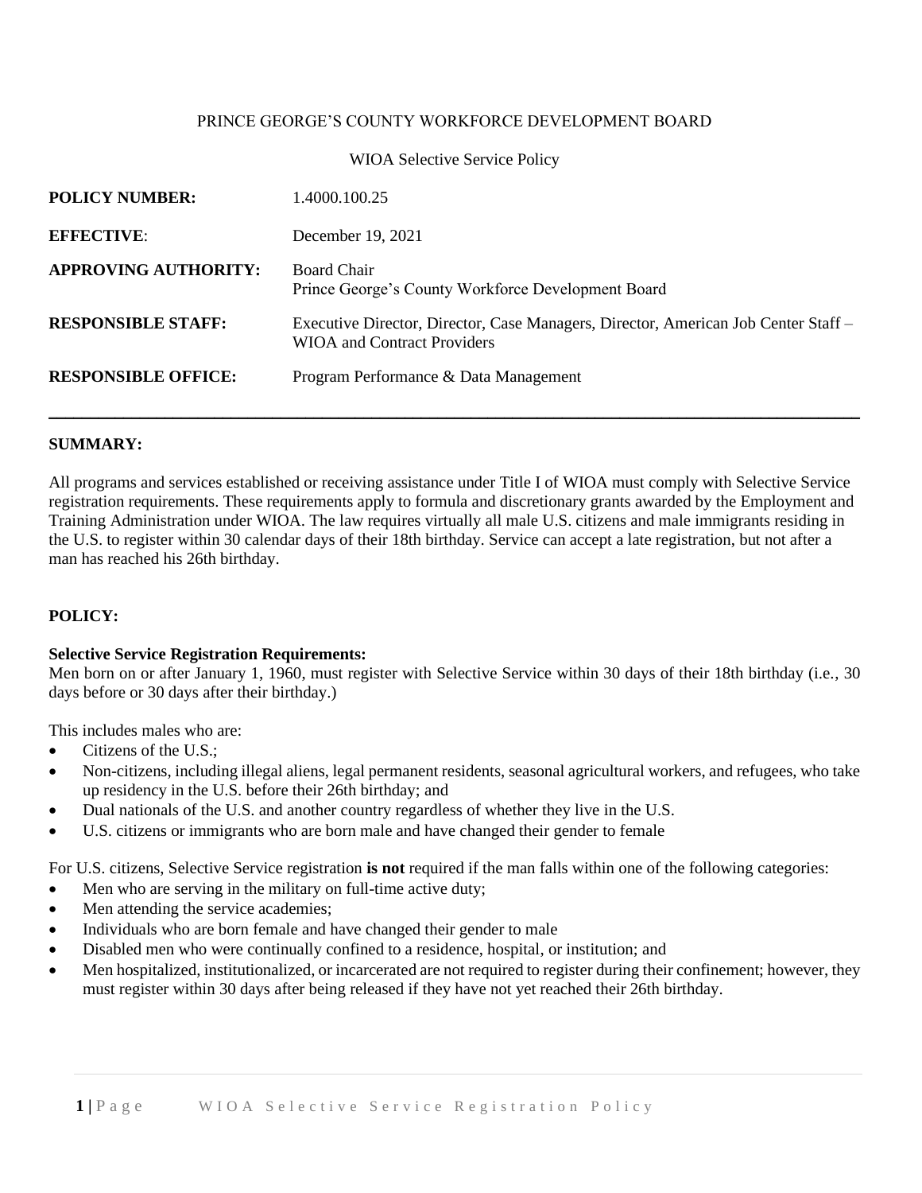PRINCE GEORGE'S COUNTY WORKFORCE DEVELOPMENT BOARD

WIOA Selective Service Policy

| | |
|---|---|
| **POLICY NUMBER:** | 1.4000.100.25 |
| **EFFECTIVE**: | December 19, 2021 |
| **APPROVING AUTHORITY:** | Board Chair<br>Prince George's County Workforce Development Board |
| **RESPONSIBLE STAFF:** | Executive Director, Director, Case Managers, Director, American Job Center Staff – WIOA and Contract Providers |
| **RESPONSIBLE OFFICE:** | Program Performance & Data Management |

---

**SUMMARY:**

All programs and services established or receiving assistance under Title I of WIOA must comply with Selective Service registration requirements. These requirements apply to formula and discretionary grants awarded by the Employment and Training Administration under WIOA. The law requires virtually all male U.S. citizens and male immigrants residing in the U.S. to register within 30 calendar days of their 18th birthday. Service can accept a late registration, but not after a man has reached his 26th birthday.

**POLICY:**

**Selective Service Registration Requirements:**
Men born on or after January 1, 1960, must register with Selective Service within 30 days of their 18th birthday (i.e., 30 days before or 30 days after their birthday.)

This includes males who are:

- Citizens of the U.S.;
- Non-citizens, including illegal aliens, legal permanent residents, seasonal agricultural workers, and refugees, who take up residency in the U.S. before their 26th birthday; and
- Dual nationals of the U.S. and another country regardless of whether they live in the U.S.
- U.S. citizens or immigrants who are born male and have changed their gender to female

For U.S. citizens, Selective Service registration **is not** required if the man falls within one of the following categories:

- Men who are serving in the military on full-time active duty;
- Men attending the service academies;
- Individuals who are born female and have changed their gender to male
- Disabled men who were continually confined to a residence, hospital, or institution; and
- Men hospitalized, institutionalized, or incarcerated are not required to register during their confinement; however, they must register within 30 days after being released if they have not yet reached their 26th birthday.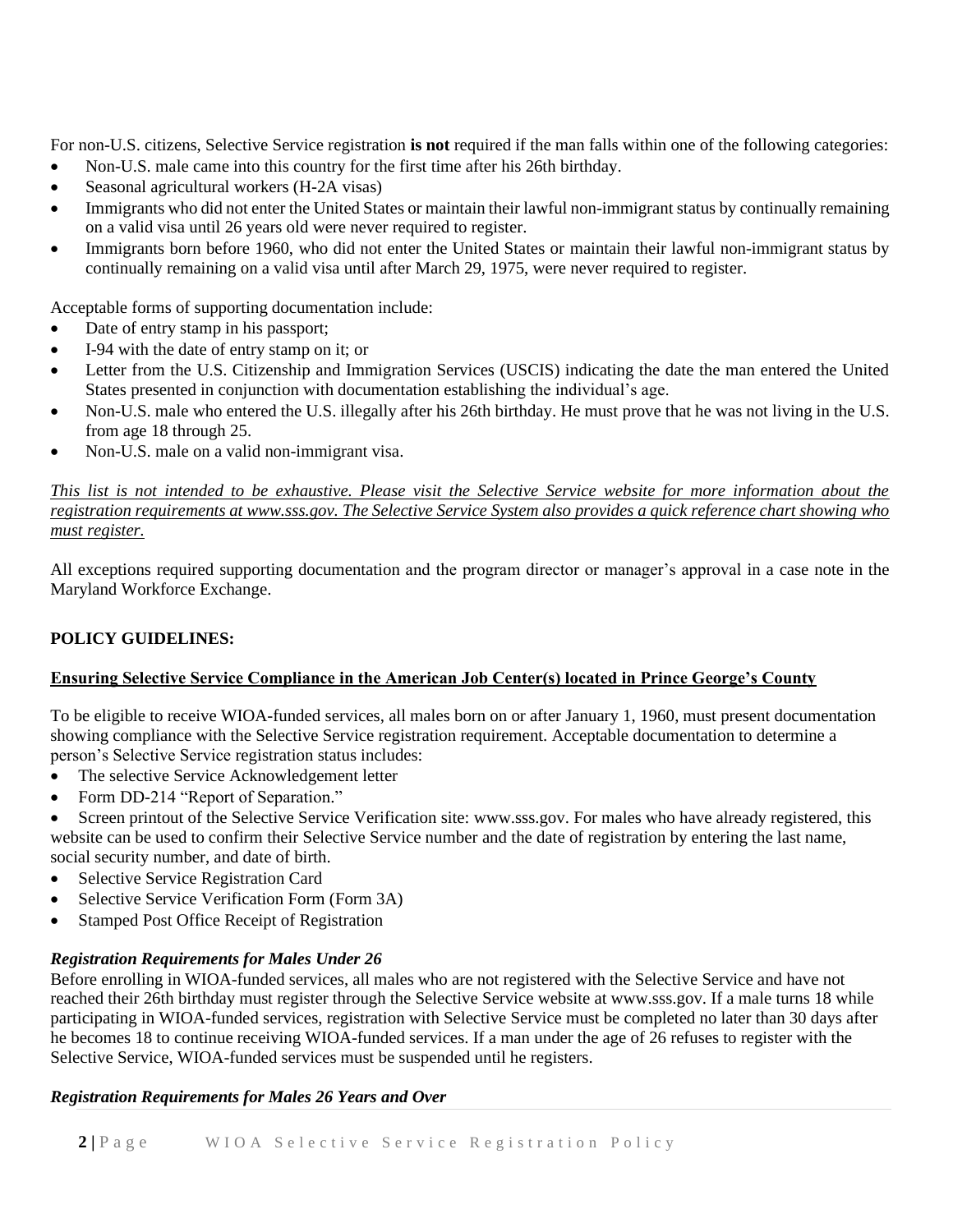For non-U.S. citizens, Selective Service registration **is not** required if the man falls within one of the following categories:

- Non-U.S. male came into this country for the first time after his 26th birthday.
- Seasonal agricultural workers (H-2A visas)
- Immigrants who did not enter the United States or maintain their lawful non-immigrant status by continually remaining on a valid visa until 26 years old were never required to register.
- Immigrants born before 1960, who did not enter the United States or maintain their lawful non-immigrant status by continually remaining on a valid visa until after March 29, 1975, were never required to register.

Acceptable forms of supporting documentation include:

- Date of entry stamp in his passport;
- I-94 with the date of entry stamp on it; or
- Letter from the U.S. Citizenship and Immigration Services (USCIS) indicating the date the man entered the United States presented in conjunction with documentation establishing the individual's age.
- Non-U.S. male who entered the U.S. illegally after his 26th birthday. He must prove that he was not living in the U.S. from age 18 through 25.
- Non-U.S. male on a valid non-immigrant visa.

*This list is not intended to be exhaustive. Please visit the Selective Service website for more information about the registration requirements at www.sss.gov. The Selective Service System also provides a quick reference chart showing who must register.*

All exceptions required supporting documentation and the program director or manager's approval in a case note in the Maryland Workforce Exchange.

**POLICY GUIDELINES:**

**Ensuring Selective Service Compliance in the American Job Center(s) located in Prince George's County**

To be eligible to receive WIOA-funded services, all males born on or after January 1, 1960, must present documentation showing compliance with the Selective Service registration requirement. Acceptable documentation to determine a person's Selective Service registration status includes:

- The selective Service Acknowledgement letter
- Form DD-214 "Report of Separation."
- Screen printout of the Selective Service Verification site: www.sss.gov. For males who have already registered, this website can be used to confirm their Selective Service number and the date of registration by entering the last name, social security number, and date of birth.
- Selective Service Registration Card
- Selective Service Verification Form (Form 3A)
- Stamped Post Office Receipt of Registration

***Registration Requirements for Males Under 26***

Before enrolling in WIOA-funded services, all males who are not registered with the Selective Service and have not reached their 26th birthday must register through the Selective Service website at www.sss.gov. If a male turns 18 while participating in WIOA-funded services, registration with Selective Service must be completed no later than 30 days after he becomes 18 to continue receiving WIOA-funded services. If a man under the age of 26 refuses to register with the Selective Service, WIOA-funded services must be suspended until he registers.

***Registration Requirements for Males 26 Years and Over***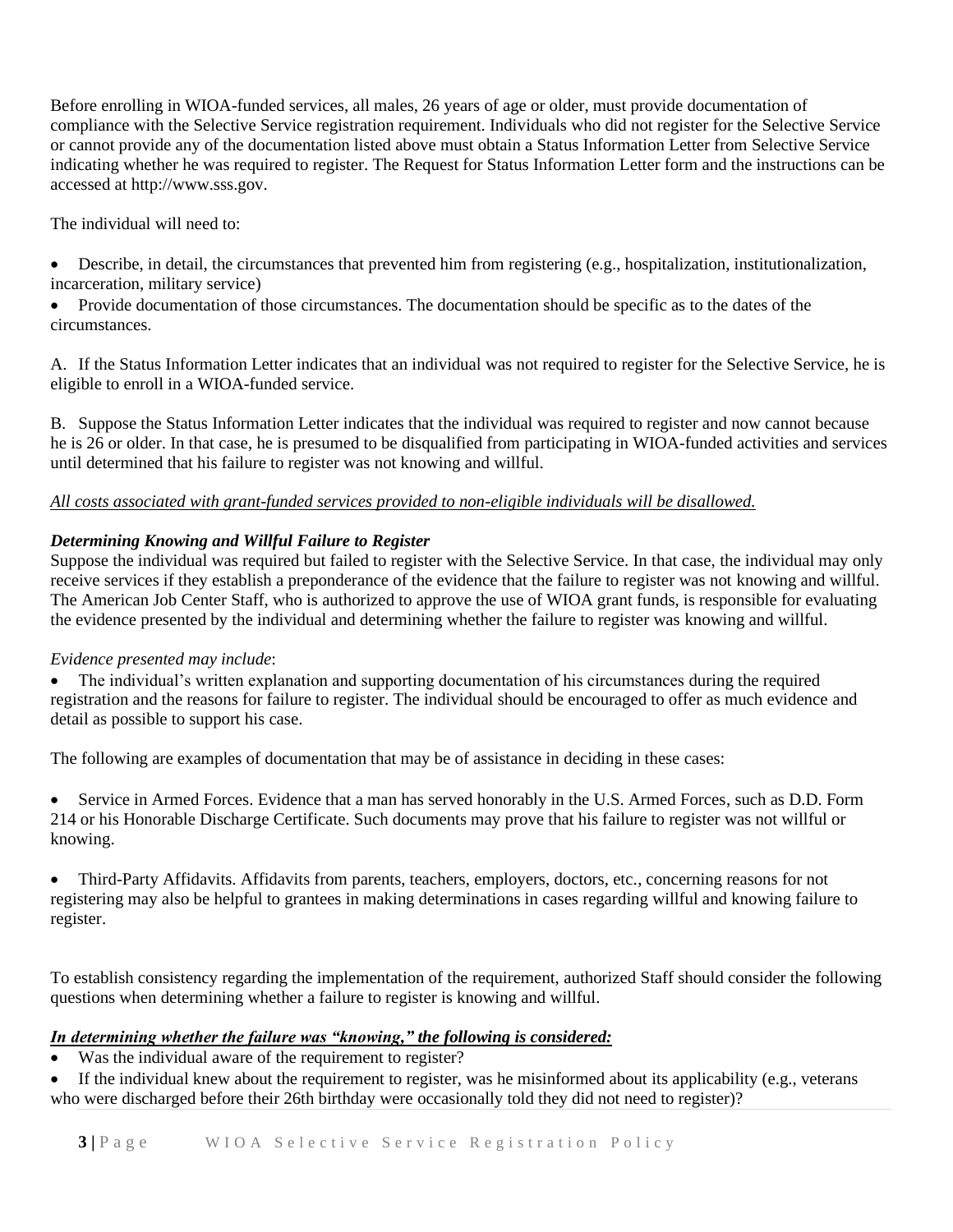Before enrolling in WIOA-funded services, all males, 26 years of age or older, must provide documentation of compliance with the Selective Service registration requirement. Individuals who did not register for the Selective Service or cannot provide any of the documentation listed above must obtain a Status Information Letter from Selective Service indicating whether he was required to register. The Request for Status Information Letter form and the instructions can be accessed at http://www.sss.gov.

The individual will need to:

- Describe, in detail, the circumstances that prevented him from registering (e.g., hospitalization, institutionalization, incarceration, military service)
- Provide documentation of those circumstances. The documentation should be specific as to the dates of the circumstances.

A. If the Status Information Letter indicates that an individual was not required to register for the Selective Service, he is eligible to enroll in a WIOA-funded service.

B. Suppose the Status Information Letter indicates that the individual was required to register and now cannot because he is 26 or older. In that case, he is presumed to be disqualified from participating in WIOA-funded activities and services until determined that his failure to register was not knowing and willful.

<u>*All costs associated with grant-funded services provided to non-eligible individuals will be disallowed.*</u>

***Determining Knowing and Willful Failure to Register***

Suppose the individual was required but failed to register with the Selective Service. In that case, the individual may only receive services if they establish a preponderance of the evidence that the failure to register was not knowing and willful. The American Job Center Staff, who is authorized to approve the use of WIOA grant funds, is responsible for evaluating the evidence presented by the individual and determining whether the failure to register was knowing and willful.

*Evidence presented may include*:

- The individual's written explanation and supporting documentation of his circumstances during the required registration and the reasons for failure to register. The individual should be encouraged to offer as much evidence and detail as possible to support his case.

The following are examples of documentation that may be of assistance in deciding in these cases:

- Service in Armed Forces. Evidence that a man has served honorably in the U.S. Armed Forces, such as D.D. Form 214 or his Honorable Discharge Certificate. Such documents may prove that his failure to register was not willful or knowing.

- Third-Party Affidavits. Affidavits from parents, teachers, employers, doctors, etc., concerning reasons for not registering may also be helpful to grantees in making determinations in cases regarding willful and knowing failure to register.

To establish consistency regarding the implementation of the requirement, authorized Staff should consider the following questions when determining whether a failure to register is knowing and willful.

<u>***In determining whether the failure was "knowing," the following is considered:***</u>

- Was the individual aware of the requirement to register?
- If the individual knew about the requirement to register, was he misinformed about its applicability (e.g., veterans who were discharged before their 26th birthday were occasionally told they did not need to register)?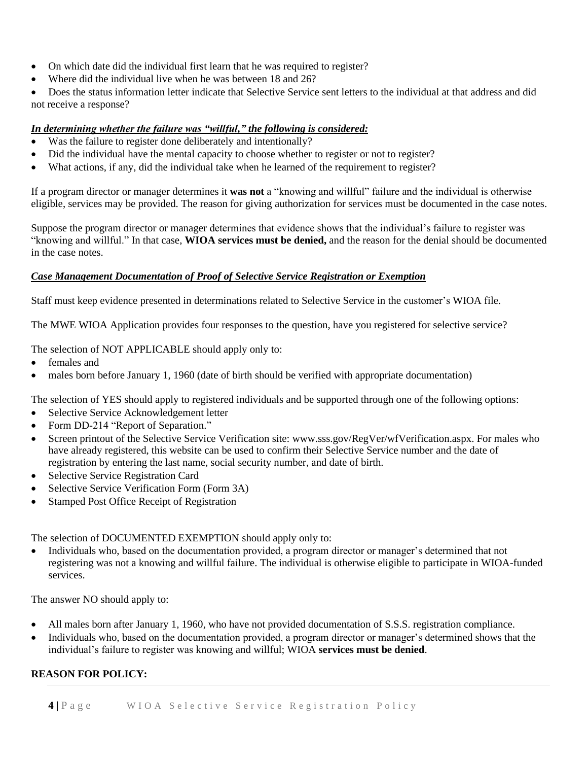- On which date did the individual first learn that he was required to register?
- Where did the individual live when he was between 18 and 26?
- Does the status information letter indicate that Selective Service sent letters to the individual at that address and did not receive a response?

***<u>In determining whether the failure was "willful," the following is considered:</u>***

- Was the failure to register done deliberately and intentionally?
- Did the individual have the mental capacity to choose whether to register or not to register?
- What actions, if any, did the individual take when he learned of the requirement to register?

If a program director or manager determines it **was not** a "knowing and willful" failure and the individual is otherwise eligible, services may be provided. The reason for giving authorization for services must be documented in the case notes.

Suppose the program director or manager determines that evidence shows that the individual's failure to register was "knowing and willful." In that case, **WIOA services must be denied,** and the reason for the denial should be documented in the case notes.

***<u>Case Management Documentation of Proof of Selective Service Registration or Exemption</u>***

Staff must keep evidence presented in determinations related to Selective Service in the customer's WIOA file.

The MWE WIOA Application provides four responses to the question, have you registered for selective service?

The selection of NOT APPLICABLE should apply only to:

- females and
- males born before January 1, 1960 (date of birth should be verified with appropriate documentation)

The selection of YES should apply to registered individuals and be supported through one of the following options:

- Selective Service Acknowledgement letter
- Form DD-214 "Report of Separation."
- Screen printout of the Selective Service Verification site: www.sss.gov/RegVer/wfVerification.aspx. For males who have already registered, this website can be used to confirm their Selective Service number and the date of registration by entering the last name, social security number, and date of birth.
- Selective Service Registration Card
- Selective Service Verification Form (Form 3A)
- Stamped Post Office Receipt of Registration

The selection of DOCUMENTED EXEMPTION should apply only to:

- Individuals who, based on the documentation provided, a program director or manager's determined that not registering was not a knowing and willful failure. The individual is otherwise eligible to participate in WIOA-funded services.

The answer NO should apply to:

- All males born after January 1, 1960, who have not provided documentation of S.S.S. registration compliance.
- Individuals who, based on the documentation provided, a program director or manager's determined shows that the individual's failure to register was knowing and willful; WIOA **services must be denied**.

**REASON FOR POLICY:**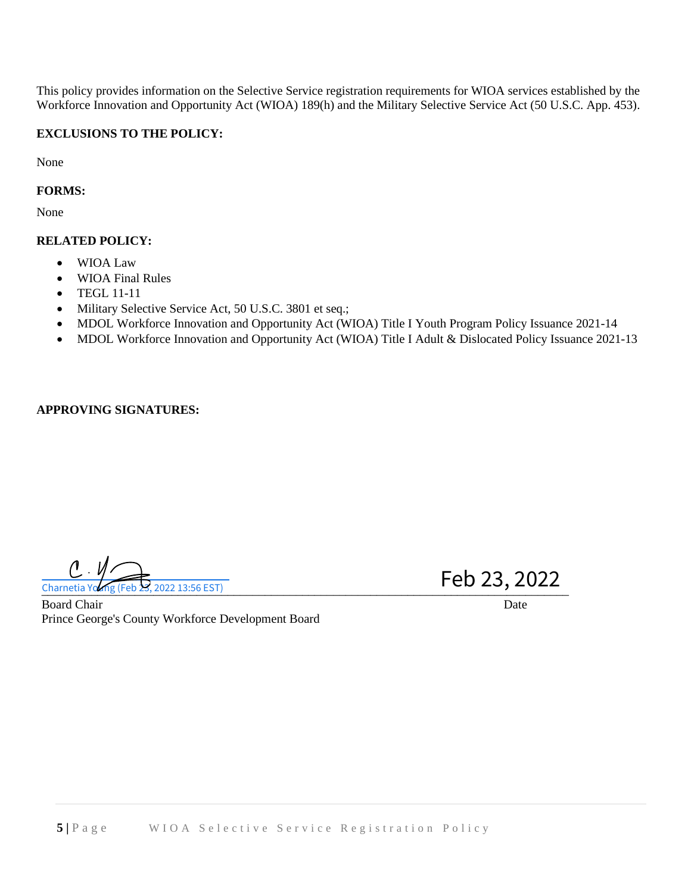This policy provides information on the Selective Service registration requirements for WIOA services established by the Workforce Innovation and Opportunity Act (WIOA) 189(h) and the Military Selective Service Act (50 U.S.C. App. 453).

**EXCLUSIONS TO THE POLICY:**

None

**FORMS:**

None

**RELATED POLICY:**

- WIOA Law
- WIOA Final Rules
- TEGL 11-11
- Military Selective Service Act, 50 U.S.C. 3801 et seq.;
- MDOL Workforce Innovation and Opportunity Act (WIOA) Title I Youth Program Policy Issuance 2021-14
- MDOL Workforce Innovation and Opportunity Act (WIOA) Title I Adult & Dislocated Policy Issuance 2021-13

**APPROVING SIGNATURES:**

Charnetia Young (Feb 23, 2022 13:56 EST)　　　　Feb 23, 2022

Board Chair　　　　Date

Prince George's County Workforce Development Board